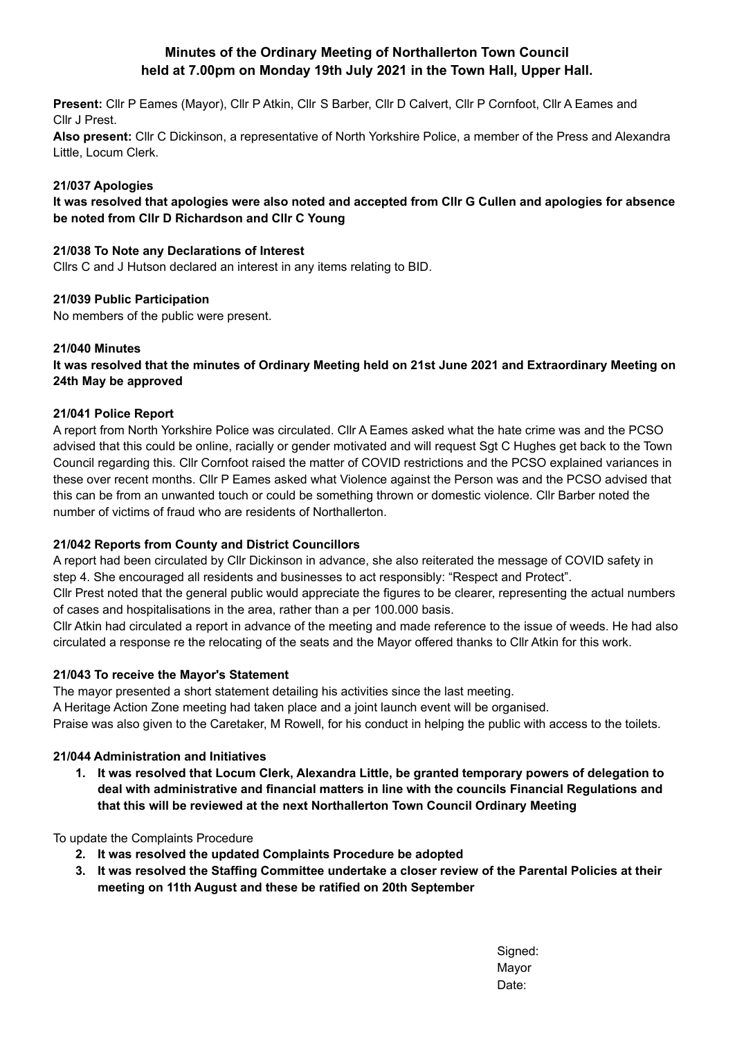# Minutes of the Ordinary Meeting of Northallerton Town Council held at 7.00pm on Monday 19th July 2021 in the Town Hall, Upper Hall.

**Present:** Cllr P Eames (Mayor), Cllr P Atkin, Cllr S Barber, Cllr D Calvert, Cllr P Cornfoot, Cllr A Eames and Cllr J Prest.

**Also present:** Cllr C Dickinson, a representative of North Yorkshire Police, a member of the Press and Alexandra Little, Locum Clerk.

### 21/037 Apologies

**It was resolved that apologies were also noted and accepted from Cllr G Cullen and apologies for absence be noted from Cllr D Richardson and Cllr C Young**

### 21/038 To Note any Declarations of Interest

Cllrs C and J Hutson declared an interest in any items relating to BID.

### 21/039 Public Participation

No members of the public were present.

### 21/040 Minutes

**It was resolved that the minutes of Ordinary Meeting held on 21st June 2021 and Extraordinary Meeting on 24th May be approved**

### 21/041 Police Report

A report from North Yorkshire Police was circulated. Cllr A Eames asked what the hate crime was and the PCSO advised that this could be online, racially or gender motivated and will request Sgt C Hughes get back to the Town Council regarding this. Cllr Cornfoot raised the matter of COVID restrictions and the PCSO explained variances in these over recent months. Cllr P Eames asked what Violence against the Person was and the PCSO advised that this can be from an unwanted touch or could be something thrown or domestic violence. Cllr Barber noted the number of victims of fraud who are residents of Northallerton.

### 21/042 Reports from County and District Councillors

A report had been circulated by Cllr Dickinson in advance, she also reiterated the message of COVID safety in step 4. She encouraged all residents and businesses to act responsibly: "Respect and Protect".

Cllr Prest noted that the general public would appreciate the figures to be clearer, representing the actual numbers of cases and hospitalisations in the area, rather than a per 100.000 basis.

Cllr Atkin had circulated a report in advance of the meeting and made reference to the issue of weeds. He had also circulated a response re the relocating of the seats and the Mayor offered thanks to Cllr Atkin for this work.

### 21/043 To receive the Mayor's Statement

The mayor presented a short statement detailing his activities since the last meeting.

A Heritage Action Zone meeting had taken place and a joint launch event will be organised.

Praise was also given to the Caretaker, M Rowell, for his conduct in helping the public with access to the toilets.

### 21/044 Administration and Initiatives

1. **It was resolved that Locum Clerk, Alexandra Little, be granted temporary powers of delegation to deal with administrative and financial matters in line with the councils Financial Regulations and that this will be reviewed at the next Northallerton Town Council Ordinary Meeting**

To update the Complaints Procedure

2. **It was resolved the updated Complaints Procedure be adopted**
3. **It was resolved the Staffing Committee undertake a closer review of the Parental Policies at their meeting on 11th August and these be ratified on 20th September**

Signed:
Mayor
Date: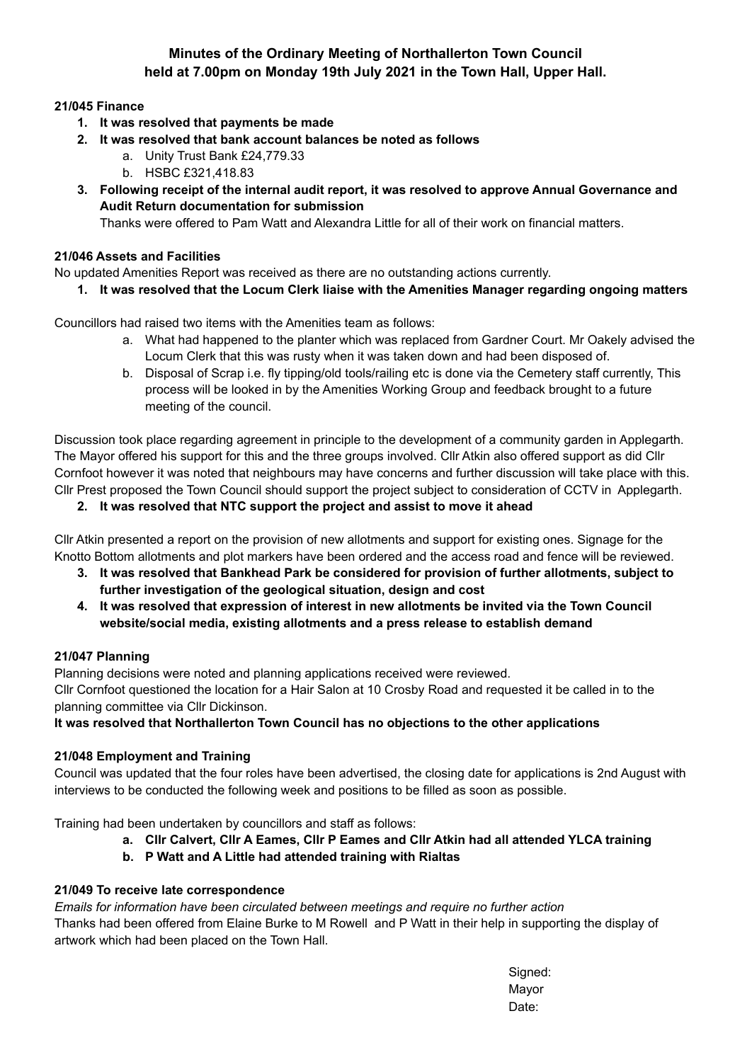**Minutes of the Ordinary Meeting of Northallerton Town Council held at 7.00pm on Monday 19th July 2021 in the Town Hall, Upper Hall.**

**21/045 Finance**

1. **It was resolved that payments be made**
2. **It was resolved that bank account balances be noted as follows**
    a. Unity Trust Bank £24,779.33
    b. HSBC £321,418.83
3. **Following receipt of the internal audit report, it was resolved to approve Annual Governance and Audit Return documentation for submission**
   Thanks were offered to Pam Watt and Alexandra Little for all of their work on financial matters.

**21/046 Assets and Facilities**

No updated Amenities Report was received as there are no outstanding actions currently.

1. **It was resolved that the Locum Clerk liaise with the Amenities Manager regarding ongoing matters**

Councillors had raised two items with the Amenities team as follows:

a. What had happened to the planter which was replaced from Gardner Court. Mr Oakely advised the Locum Clerk that this was rusty when it was taken down and had been disposed of.
b. Disposal of Scrap i.e. fly tipping/old tools/railing etc is done via the Cemetery staff currently, This process will be looked in by the Amenities Working Group and feedback brought to a future meeting of the council.

Discussion took place regarding agreement in principle to the development of a community garden in Applegarth. The Mayor offered his support for this and the three groups involved. Cllr Atkin also offered support as did Cllr Cornfoot however it was noted that neighbours may have concerns and further discussion will take place with this. Cllr Prest proposed the Town Council should support the project subject to consideration of CCTV in Applegarth.

2. **It was resolved that NTC support the project and assist to move it ahead**

Cllr Atkin presented a report on the provision of new allotments and support for existing ones. Signage for the Knotto Bottom allotments and plot markers have been ordered and the access road and fence will be reviewed.

3. **It was resolved that Bankhead Park be considered for provision of further allotments, subject to further investigation of the geological situation, design and cost**
4. **It was resolved that expression of interest in new allotments be invited via the Town Council website/social media, existing allotments and a press release to establish demand**

**21/047 Planning**

Planning decisions were noted and planning applications received were reviewed.
Cllr Cornfoot questioned the location for a Hair Salon at 10 Crosby Road and requested it be called in to the planning committee via Cllr Dickinson.

**It was resolved that Northallerton Town Council has no objections to the other applications**

**21/048 Employment and Training**

Council was updated that the four roles have been advertised, the closing date for applications is 2nd August with interviews to be conducted the following week and positions to be filled as soon as possible.

Training had been undertaken by councillors and staff as follows:

a. **Cllr Calvert, Cllr A Eames, Cllr P Eames and Cllr Atkin had all attended YLCA training**
b. **P Watt and A Little had attended training with Rialtas**

**21/049 To receive late correspondence**

*Emails for information have been circulated between meetings and require no further action*
Thanks had been offered from Elaine Burke to M Rowell and P Watt in their help in supporting the display of artwork which had been placed on the Town Hall.

Signed:
Mayor
Date: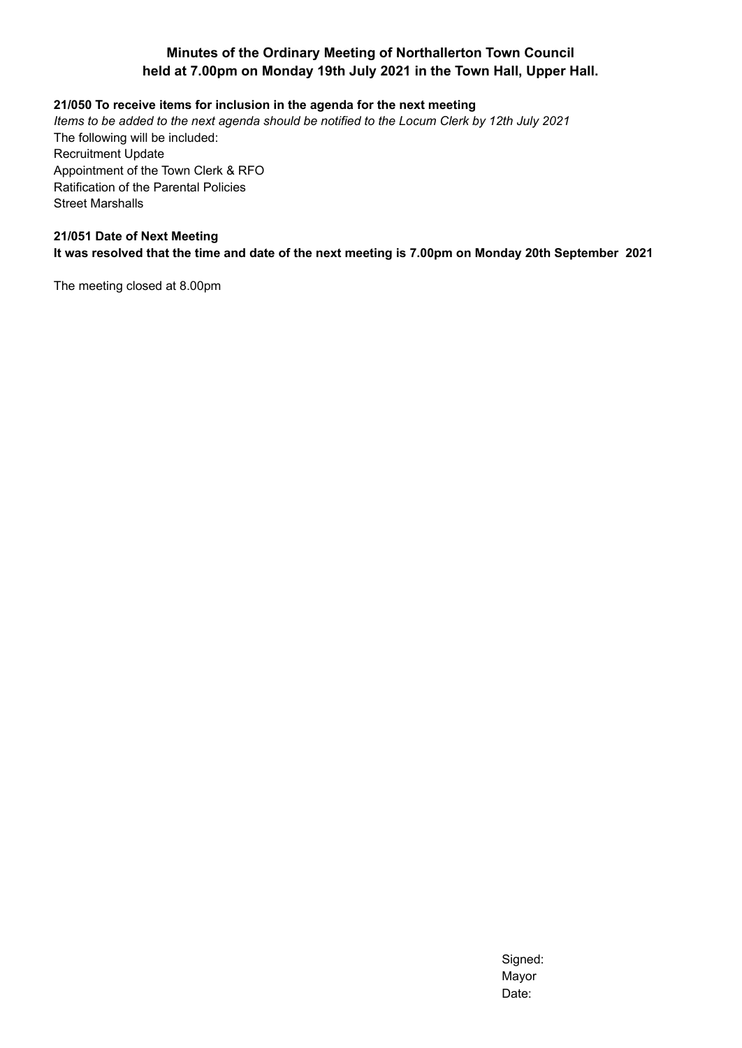## Minutes of the Ordinary Meeting of Northallerton Town Council held at 7.00pm on Monday 19th July 2021 in the Town Hall, Upper Hall.

**21/050 To receive items for inclusion in the agenda for the next meeting**

*Items to be added to the next agenda should be notified to the Locum Clerk by 12th July 2021*

The following will be included:
Recruitment Update
Appointment of the Town Clerk & RFO
Ratification of the Parental Policies
Street Marshalls

**21/051 Date of Next Meeting**

**It was resolved that the time and date of the next meeting is 7.00pm on Monday 20th September 2021**

The meeting closed at 8.00pm

Signed:
Mayor
Date: